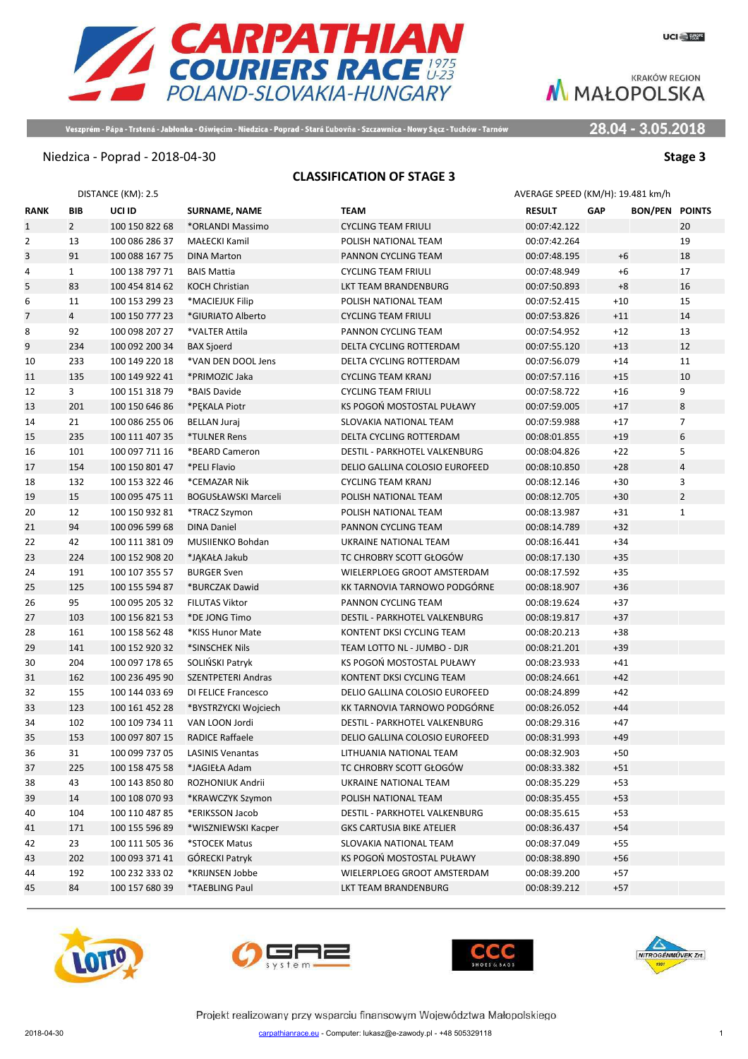# CARPATHIAN COURIERS RACE 1975 U-23

## POLAND-SLOVAKIA-HUNGARY

Veszprém - Pápa - Trstená - Jabłonka - Oświęcim - Niedzica - Poprad - Stará Ľubovňa - Szczawnica - Nowy Sącz - Tuchów - Tarnów

**28.04 - 3.05.2018**

Niedzica - Poprad - 2018-04-30

**Stage 3**

## CLASSIFICATION OF STAGE 3

DISTANCE (KM): 2.5

AVERAGE SPEED (KM/H): 19.481 km/h

| RANK | BIB | UCI ID | SURNAME, NAME | TEAM | RESULT | GAP | BON/PEN | POINTS |
|---|---|---|---|---|---|---|---|---|
| 1 | 2 | 100 150 822 68 | *ORLANDI Massimo | CYCLING TEAM FRIULI | 00:07:42.122 | | | 20 |
| 2 | 13 | 100 086 286 37 | MAŁECKI Kamil | POLISH NATIONAL TEAM | 00:07:42.264 | | | 19 |
| 3 | 91 | 100 088 167 75 | DINA Marton | PANNON CYCLING TEAM | 00:07:48.195 | +6 | | 18 |
| 4 | 1 | 100 138 797 71 | BAIS Mattia | CYCLING TEAM FRIULI | 00:07:48.949 | +6 | | 17 |
| 5 | 83 | 100 454 814 62 | KOCH Christian | LKT TEAM BRANDENBURG | 00:07:50.893 | +8 | | 16 |
| 6 | 11 | 100 153 299 23 | *MACIEJUK Filip | POLISH NATIONAL TEAM | 00:07:52.415 | +10 | | 15 |
| 7 | 4 | 100 150 777 23 | *GIURIATO Alberto | CYCLING TEAM FRIULI | 00:07:53.826 | +11 | | 14 |
| 8 | 92 | 100 098 207 27 | *VALTER Attila | PANNON CYCLING TEAM | 00:07:54.952 | +12 | | 13 |
| 9 | 234 | 100 092 200 34 | BAX Sjoerd | DELTA CYCLING ROTTERDAM | 00:07:55.120 | +13 | | 12 |
| 10 | 233 | 100 149 220 18 | *VAN DEN DOOL Jens | DELTA CYCLING ROTTERDAM | 00:07:56.079 | +14 | | 11 |
| 11 | 135 | 100 149 922 41 | *PRIMOZIC Jaka | CYCLING TEAM KRANJ | 00:07:57.116 | +15 | | 10 |
| 12 | 3 | 100 151 318 79 | *BAIS Davide | CYCLING TEAM FRIULI | 00:07:58.722 | +16 | | 9 |
| 13 | 201 | 100 150 646 86 | *PĘKALA Piotr | KS POGOŃ MOSTOSTAL PUŁAWY | 00:07:59.005 | +17 | | 8 |
| 14 | 21 | 100 086 255 06 | BELLAN Juraj | SLOVAKIA NATIONAL TEAM | 00:07:59.988 | +17 | | 7 |
| 15 | 235 | 100 111 407 35 | *TULNER Rens | DELTA CYCLING ROTTERDAM | 00:08:01.855 | +19 | | 6 |
| 16 | 101 | 100 097 711 16 | *BEARD Cameron | DESTIL - PARKHOTEL VALKENBURG | 00:08:04.826 | +22 | | 5 |
| 17 | 154 | 100 150 801 47 | *PELI Flavio | DELIO GALLINA COLOSIO EUROFEED | 00:08:10.850 | +28 | | 4 |
| 18 | 132 | 100 153 322 46 | *CEMAZAR Nik | CYCLING TEAM KRANJ | 00:08:12.146 | +30 | | 3 |
| 19 | 15 | 100 095 475 11 | BOGUSŁAWSKI Marceli | POLISH NATIONAL TEAM | 00:08:12.705 | +30 | | 2 |
| 20 | 12 | 100 150 932 81 | *TRACZ Szymon | POLISH NATIONAL TEAM | 00:08:13.987 | +31 | | 1 |
| 21 | 94 | 100 096 599 68 | DINA Daniel | PANNON CYCLING TEAM | 00:08:14.789 | +32 | | |
| 22 | 42 | 100 111 381 09 | MUSIIENKO Bohdan | UKRAINE NATIONAL TEAM | 00:08:16.441 | +34 | | |
| 23 | 224 | 100 152 908 20 | *JĄKAŁA Jakub | TC CHROBRY SCOTT GŁOGÓW | 00:08:17.130 | +35 | | |
| 24 | 191 | 100 107 355 57 | BURGER Sven | WIELERPLOEG GROOT AMSTERDAM | 00:08:17.592 | +35 | | |
| 25 | 125 | 100 155 594 87 | *BURCZAK Dawid | KK TARNOVIA TARNOWO PODGÓRNE | 00:08:18.907 | +36 | | |
| 26 | 95 | 100 095 205 32 | FILUTAS Viktor | PANNON CYCLING TEAM | 00:08:19.624 | +37 | | |
| 27 | 103 | 100 156 821 53 | *DE JONG Timo | DESTIL - PARKHOTEL VALKENBURG | 00:08:19.817 | +37 | | |
| 28 | 161 | 100 158 562 48 | *KISS Hunor Mate | KONTENT DKSI CYCLING TEAM | 00:08:20.213 | +38 | | |
| 29 | 141 | 100 152 920 32 | *SINSCHEK Nils | TEAM LOTTO NL - JUMBO - DJR | 00:08:21.201 | +39 | | |
| 30 | 204 | 100 097 178 65 | SOLIŃSKI Patryk | KS POGOŃ MOSTOSTAL PUŁAWY | 00:08:23.933 | +41 | | |
| 31 | 162 | 100 236 495 90 | SZENTPETERI Andras | KONTENT DKSI CYCLING TEAM | 00:08:24.661 | +42 | | |
| 32 | 155 | 100 144 033 69 | DI FELICE Francesco | DELIO GALLINA COLOSIO EUROFEED | 00:08:24.899 | +42 | | |
| 33 | 123 | 100 161 452 28 | *BYSTRZYCKI Wojciech | KK TARNOVIA TARNOWO PODGÓRNE | 00:08:26.052 | +44 | | |
| 34 | 102 | 100 109 734 11 | VAN LOON Jordi | DESTIL - PARKHOTEL VALKENBURG | 00:08:29.316 | +47 | | |
| 35 | 153 | 100 097 807 15 | RADICE Raffaele | DELIO GALLINA COLOSIO EUROFEED | 00:08:31.993 | +49 | | |
| 36 | 31 | 100 099 737 05 | LASINIS Venantas | LITHUANIA NATIONAL TEAM | 00:08:32.903 | +50 | | |
| 37 | 225 | 100 158 475 58 | *JAGIEŁA Adam | TC CHROBRY SCOTT GŁOGÓW | 00:08:33.382 | +51 | | |
| 38 | 43 | 100 143 850 80 | ROZHONIUK Andrii | UKRAINE NATIONAL TEAM | 00:08:35.229 | +53 | | |
| 39 | 14 | 100 108 070 93 | *KRAWCZYK Szymon | POLISH NATIONAL TEAM | 00:08:35.455 | +53 | | |
| 40 | 104 | 100 110 487 85 | *ERIKSSON Jacob | DESTIL - PARKHOTEL VALKENBURG | 00:08:35.615 | +53 | | |
| 41 | 171 | 100 155 596 89 | *WISZNIEWSKI Kacper | GKS CARTUSIA BIKE ATELIER | 00:08:36.437 | +54 | | |
| 42 | 23 | 100 111 505 36 | *STOCEK Matus | SLOVAKIA NATIONAL TEAM | 00:08:37.049 | +55 | | |
| 43 | 202 | 100 093 371 41 | GÓRECKI Patryk | KS POGOŃ MOSTOSTAL PUŁAWY | 00:08:38.890 | +56 | | |
| 44 | 192 | 100 232 333 02 | *KRIJNSEN Jobbe | WIELERPLOEG GROOT AMSTERDAM | 00:08:39.200 | +57 | | |
| 45 | 84 | 100 157 680 39 | *TAEBLING Paul | LKT TEAM BRANDENBURG | 00:08:39.212 | +57 | | |

Projekt realizowany przy wsparciu finansowym Województwa Małopolskiego

2018-04-30 carpathianrace.eu - Computer: lukasz@e-zawody.pl - +48 505329118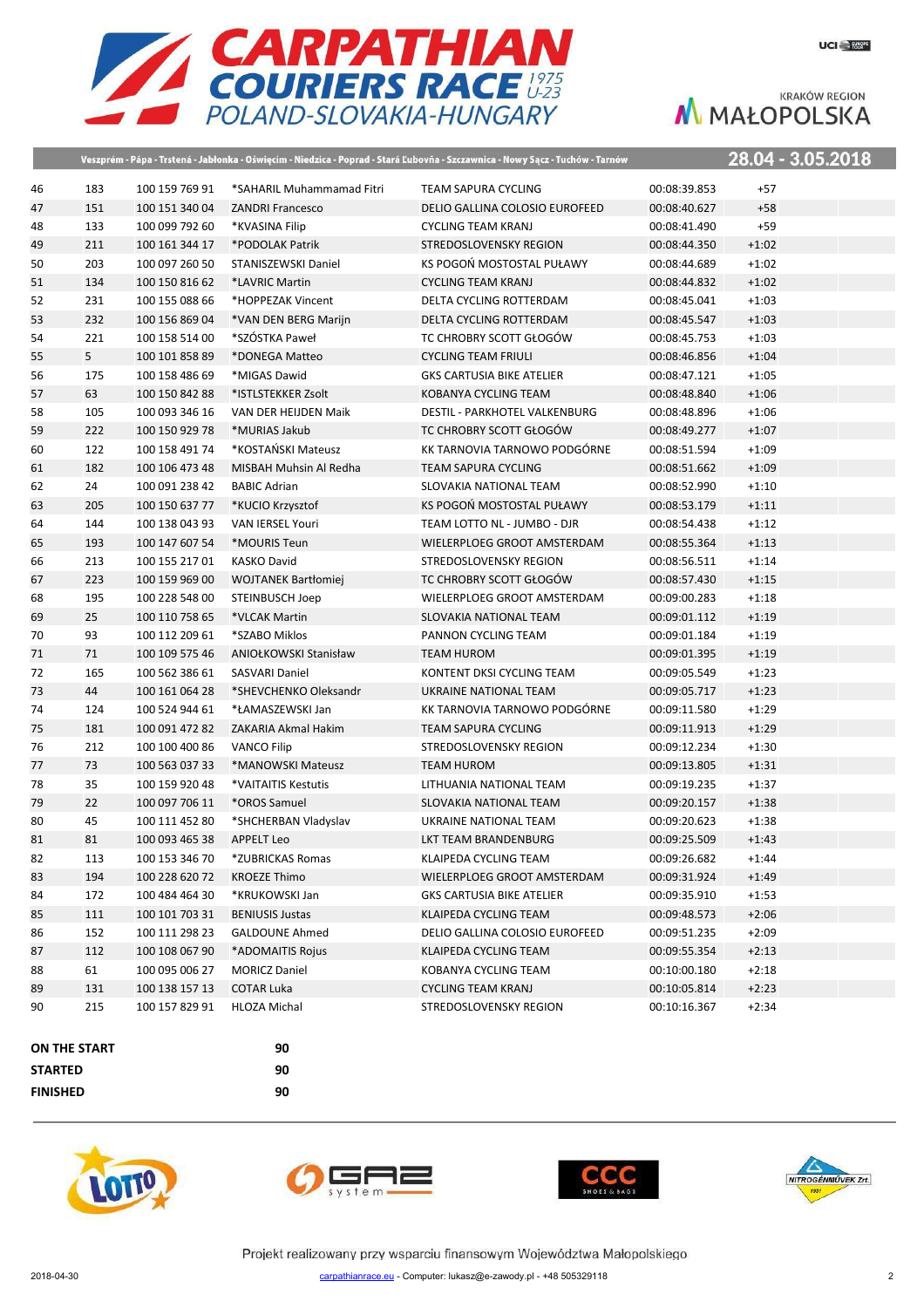# CARPATHIAN COURIERS RACE 1975 U-23

POLAND-SLOVAKIA-HUNGARY

KRAKÓW REGION MAŁOPOLSKA

Veszprém - Pápa - Trstená - Jabłonka - Oświęcim - Niedzica - Poprad - Stará Ľubovňa - Szczawnica - Nowy Sącz - Tuchów - Tarnów

**28.04 - 3.05.2018**

| | | | | | | |
|---|---|---|---|---|---|---|
| 46 | 183 | 100 159 769 91 | *SAHARIL Muhammamad Fitri | TEAM SAPURA CYCLING | 00:08:39.853 | +57 |
| 47 | 151 | 100 151 340 04 | ZANDRI Francesco | DELIO GALLINA COLOSIO EUROFEED | 00:08:40.627 | +58 |
| 48 | 133 | 100 099 792 60 | *KVASINA Filip | CYCLING TEAM KRANJ | 00:08:41.490 | +59 |
| 49 | 211 | 100 161 344 17 | *PODOLAK Patrik | STREDOSLOVENSKY REGION | 00:08:44.350 | +1:02 |
| 50 | 203 | 100 097 260 50 | STANISZEWSKI Daniel | KS POGOŃ MOSTOSTAL PUŁAWY | 00:08:44.689 | +1:02 |
| 51 | 134 | 100 150 816 62 | *LAVRIC Martin | CYCLING TEAM KRANJ | 00:08:44.832 | +1:02 |
| 52 | 231 | 100 155 088 66 | *HOPPEZAK Vincent | DELTA CYCLING ROTTERDAM | 00:08:45.041 | +1:03 |
| 53 | 232 | 100 156 869 04 | *VAN DEN BERG Marijn | DELTA CYCLING ROTTERDAM | 00:08:45.547 | +1:03 |
| 54 | 221 | 100 158 514 00 | *SZÓSTKA Paweł | TC CHROBRY SCOTT GŁOGÓW | 00:08:45.753 | +1:03 |
| 55 | 5 | 100 101 858 89 | *DONEGA Matteo | CYCLING TEAM FRIULI | 00:08:46.856 | +1:04 |
| 56 | 175 | 100 158 486 69 | *MIGAS Dawid | GKS CARTUSIA BIKE ATELIER | 00:08:47.121 | +1:05 |
| 57 | 63 | 100 150 842 88 | *ISTLSTEKKER Zsolt | KOBANYA CYCLING TEAM | 00:08:48.840 | +1:06 |
| 58 | 105 | 100 093 346 16 | VAN DER HEIJDEN Maik | DESTIL - PARKHOTEL VALKENBURG | 00:08:48.896 | +1:06 |
| 59 | 222 | 100 150 929 78 | *MURIAS Jakub | TC CHROBRY SCOTT GŁOGÓW | 00:08:49.277 | +1:07 |
| 60 | 122 | 100 158 491 74 | *KOSTAŃSKI Mateusz | KK TARNOVIA TARNOWO PODGÓRNE | 00:08:51.594 | +1:09 |
| 61 | 182 | 100 106 473 48 | MISBAH Muhsin Al Redha | TEAM SAPURA CYCLING | 00:08:51.662 | +1:09 |
| 62 | 24 | 100 091 238 42 | BABIC Adrian | SLOVAKIA NATIONAL TEAM | 00:08:52.990 | +1:10 |
| 63 | 205 | 100 150 637 77 | *KUCIO Krzysztof | KS POGOŃ MOSTOSTAL PUŁAWY | 00:08:53.179 | +1:11 |
| 64 | 144 | 100 138 043 93 | VAN IERSEL Youri | TEAM LOTTO NL - JUMBO - DJR | 00:08:54.438 | +1:12 |
| 65 | 193 | 100 147 607 54 | *MOURIS Teun | WIELERPLOEG GROOT AMSTERDAM | 00:08:55.364 | +1:13 |
| 66 | 213 | 100 155 217 01 | KASKO David | STREDOSLOVENSKY REGION | 00:08:56.511 | +1:14 |
| 67 | 223 | 100 159 969 00 | WOJTANEK Bartłomiej | TC CHROBRY SCOTT GŁOGÓW | 00:08:57.430 | +1:15 |
| 68 | 195 | 100 228 548 00 | STEINBUSCH Joep | WIELERPLOEG GROOT AMSTERDAM | 00:09:00.283 | +1:18 |
| 69 | 25 | 100 110 758 65 | *VLCAK Martin | SLOVAKIA NATIONAL TEAM | 00:09:01.112 | +1:19 |
| 70 | 93 | 100 112 209 61 | *SZABO Miklos | PANNON CYCLING TEAM | 00:09:01.184 | +1:19 |
| 71 | 71 | 100 109 575 46 | ANIOŁKOWSKI Stanisław | TEAM HUROM | 00:09:01.395 | +1:19 |
| 72 | 165 | 100 562 386 61 | SASVARI Daniel | KONTENT DKSI CYCLING TEAM | 00:09:05.549 | +1:23 |
| 73 | 44 | 100 161 064 28 | *SHEVCHENKO Oleksandr | UKRAINE NATIONAL TEAM | 00:09:05.717 | +1:23 |
| 74 | 124 | 100 524 944 61 | *ŁAMASZEWSKI Jan | KK TARNOVIA TARNOWO PODGÓRNE | 00:09:11.580 | +1:29 |
| 75 | 181 | 100 091 472 82 | ZAKARIA Akmal Hakim | TEAM SAPURA CYCLING | 00:09:11.913 | +1:29 |
| 76 | 212 | 100 100 400 86 | VANCO Filip | STREDOSLOVENSKY REGION | 00:09:12.234 | +1:30 |
| 77 | 73 | 100 563 037 33 | *MANOWSKI Mateusz | TEAM HUROM | 00:09:13.805 | +1:31 |
| 78 | 35 | 100 159 920 48 | *VAITAITIS Kestutis | LITHUANIA NATIONAL TEAM | 00:09:19.235 | +1:37 |
| 79 | 22 | 100 097 706 11 | *OROS Samuel | SLOVAKIA NATIONAL TEAM | 00:09:20.157 | +1:38 |
| 80 | 45 | 100 111 452 80 | *SHCHERBAN Vladyslav | UKRAINE NATIONAL TEAM | 00:09:20.623 | +1:38 |
| 81 | 81 | 100 093 465 38 | APPELT Leo | LKT TEAM BRANDENBURG | 00:09:25.509 | +1:43 |
| 82 | 113 | 100 153 346 70 | *ZUBRICKAS Romas | KLAIPEDA CYCLING TEAM | 00:09:26.682 | +1:44 |
| 83 | 194 | 100 228 620 72 | KROEZE Thimo | WIELERPLOEG GROOT AMSTERDAM | 00:09:31.924 | +1:49 |
| 84 | 172 | 100 484 464 30 | *KRUKOWSKI Jan | GKS CARTUSIA BIKE ATELIER | 00:09:35.910 | +1:53 |
| 85 | 111 | 100 101 703 31 | BENIUSIS Justas | KLAIPEDA CYCLING TEAM | 00:09:48.573 | +2:06 |
| 86 | 152 | 100 111 298 23 | GALDOUNE Ahmed | DELIO GALLINA COLOSIO EUROFEED | 00:09:51.235 | +2:09 |
| 87 | 112 | 100 108 067 90 | *ADOMAITIS Rojus | KLAIPEDA CYCLING TEAM | 00:09:55.354 | +2:13 |
| 88 | 61 | 100 095 006 27 | MORICZ Daniel | KOBANYA CYCLING TEAM | 00:10:00.180 | +2:18 |
| 89 | 131 | 100 138 157 13 | COTAR Luka | CYCLING TEAM KRANJ | 00:10:05.814 | +2:23 |
| 90 | 215 | 100 157 829 91 | HLOZA Michal | STREDOSLOVENSKY REGION | 00:10:16.367 | +2:34 |

| | |
|---|---|
| **ON THE START** | **90** |
| **STARTED** | **90** |
| **FINISHED** | **90** |

Projekt realizowany przy wsparciu finansowym Województwa Małopolskiego

2018-04-30 carpathianrace.eu - Computer: lukasz@e-zawody.pl - +48 505329118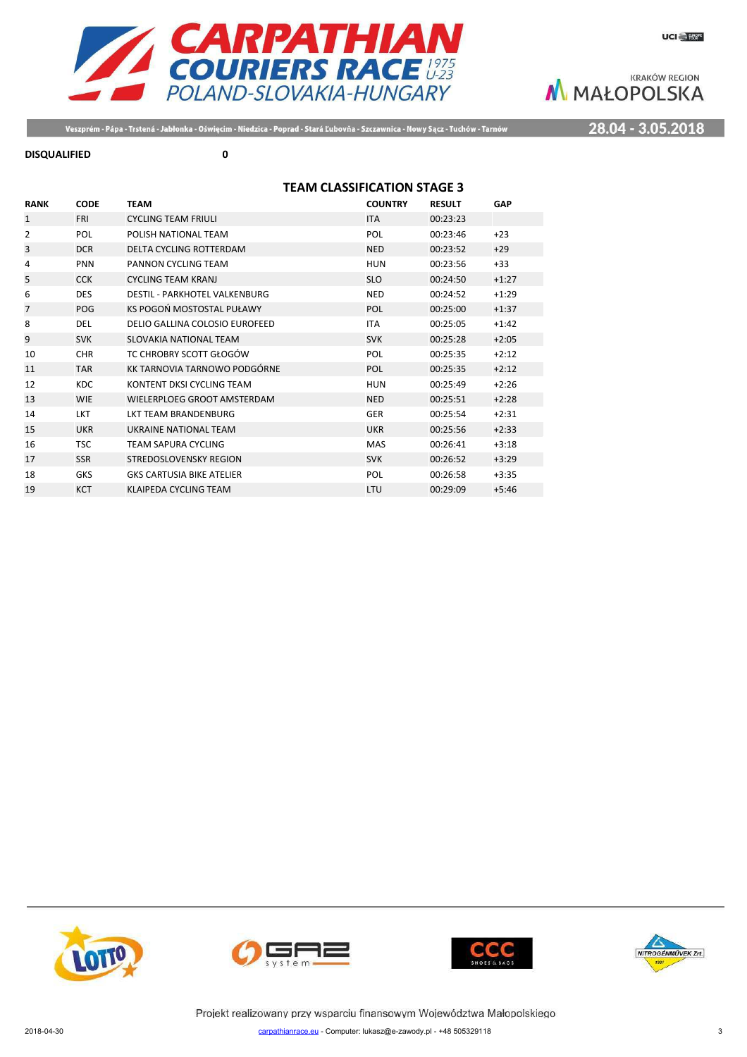**DISQUALIFIED** 0

## TEAM CLASSIFICATION STAGE 3

| RANK | CODE | TEAM | COUNTRY | RESULT | GAP |
|---|---|---|---|---|---|
| 1 | FRI | CYCLING TEAM FRIULI | ITA | 00:23:23 | |
| 2 | POL | POLISH NATIONAL TEAM | POL | 00:23:46 | +23 |
| 3 | DCR | DELTA CYCLING ROTTERDAM | NED | 00:23:52 | +29 |
| 4 | PNN | PANNON CYCLING TEAM | HUN | 00:23:56 | +33 |
| 5 | CCK | CYCLING TEAM KRANJ | SLO | 00:24:50 | +1:27 |
| 6 | DES | DESTIL - PARKHOTEL VALKENBURG | NED | 00:24:52 | +1:29 |
| 7 | POG | KS POGOŃ MOSTOSTAL PUŁAWY | POL | 00:25:00 | +1:37 |
| 8 | DEL | DELIO GALLINA COLOSIO EUROFEED | ITA | 00:25:05 | +1:42 |
| 9 | SVK | SLOVAKIA NATIONAL TEAM | SVK | 00:25:28 | +2:05 |
| 10 | CHR | TC CHROBRY SCOTT GŁOGÓW | POL | 00:25:35 | +2:12 |
| 11 | TAR | KK TARNOVIA TARNOWO PODGÓRNE | POL | 00:25:35 | +2:12 |
| 12 | KDC | KONTENT DKSI CYCLING TEAM | HUN | 00:25:49 | +2:26 |
| 13 | WIE | WIELERPLOEG GROOT AMSTERDAM | NED | 00:25:51 | +2:28 |
| 14 | LKT | LKT TEAM BRANDENBURG | GER | 00:25:54 | +2:31 |
| 15 | UKR | UKRAINE NATIONAL TEAM | UKR | 00:25:56 | +2:33 |
| 16 | TSC | TEAM SAPURA CYCLING | MAS | 00:26:41 | +3:18 |
| 17 | SSR | STREDOSLOVENSKY REGION | SVK | 00:26:52 | +3:29 |
| 18 | GKS | GKS CARTUSIA BIKE ATELIER | POL | 00:26:58 | +3:35 |
| 19 | KCT | KLAIPEDA CYCLING TEAM | LTU | 00:29:09 | +5:46 |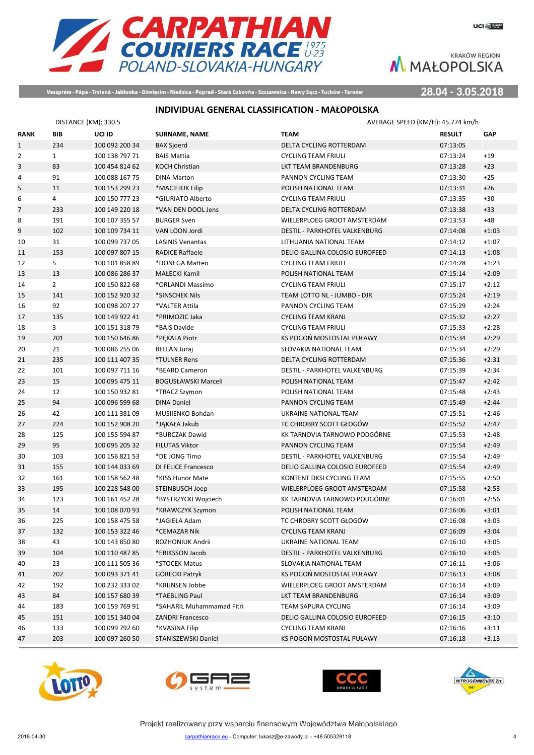Veszprém - Pápa - Trstená - Jabłonka - Oświęcim - Niedzica - Poprad - Stará Ľubovňa - Szczawnica - Nowy Sącz - Tuchów - Tarnów

28.04 - 3.05.2018

## INDIVIDUAL GENERAL CLASSIFICATION - MAŁOPOLSKA

DISTANCE (KM): 330.5

AVERAGE SPEED (KM/H): 45.774 km/h

| RANK | BIB | UCI ID | SURNAME, NAME | TEAM | RESULT | GAP |
|---|---|---|---|---|---|---|
| 1 | 234 | 100 092 200 34 | BAX Sjoerd | DELTA CYCLING ROTTERDAM | 07:13:05 | |
| 2 | 1 | 100 138 797 71 | BAIS Mattia | CYCLING TEAM FRIULI | 07:13:24 | +19 |
| 3 | 83 | 100 454 814 62 | KOCH Christian | LKT TEAM BRANDENBURG | 07:13:28 | +23 |
| 4 | 91 | 100 088 167 75 | DINA Marton | PANNON CYCLING TEAM | 07:13:30 | +25 |
| 5 | 11 | 100 153 299 23 | *MACIEJUK Filip | POLISH NATIONAL TEAM | 07:13:31 | +26 |
| 6 | 4 | 100 150 777 23 | *GIURIATO Alberto | CYCLING TEAM FRIULI | 07:13:35 | +30 |
| 7 | 233 | 100 149 220 18 | *VAN DEN DOOL Jens | DELTA CYCLING ROTTERDAM | 07:13:38 | +33 |
| 8 | 191 | 100 107 355 57 | BURGER Sven | WIELERPLOEG GROOT AMSTERDAM | 07:13:53 | +48 |
| 9 | 102 | 100 109 734 11 | VAN LOON Jordi | DESTIL - PARKHOTEL VALKENBURG | 07:14:08 | +1:03 |
| 10 | 31 | 100 099 737 05 | LASINIS Venantas | LITHUANIA NATIONAL TEAM | 07:14:12 | +1:07 |
| 11 | 153 | 100 097 807 15 | RADICE Raffaele | DELIO GALLINA COLOSIO EUROFEED | 07:14:13 | +1:08 |
| 12 | 5 | 100 101 858 89 | *DONEGA Matteo | CYCLING TEAM FRIULI | 07:14:28 | +1:23 |
| 13 | 13 | 100 086 286 37 | MAŁECKI Kamil | POLISH NATIONAL TEAM | 07:15:14 | +2:09 |
| 14 | 2 | 100 150 822 68 | *ORLANDI Massimo | CYCLING TEAM FRIULI | 07:15:17 | +2:12 |
| 15 | 141 | 100 152 920 32 | *SINSCHEK Nils | TEAM LOTTO NL - JUMBO - DJR | 07:15:24 | +2:19 |
| 16 | 92 | 100 098 207 27 | *VALTER Attila | PANNON CYCLING TEAM | 07:15:29 | +2:24 |
| 17 | 135 | 100 149 922 41 | *PRIMOZIC Jaka | CYCLING TEAM KRANJ | 07:15:32 | +2:27 |
| 18 | 3 | 100 151 318 79 | *BAIS Davide | CYCLING TEAM FRIULI | 07:15:33 | +2:28 |
| 19 | 201 | 100 150 646 86 | *PĘKALA Piotr | KS POGOŃ MOSTOSTAL PUŁAWY | 07:15:34 | +2:29 |
| 20 | 21 | 100 086 255 06 | BELLAN Juraj | SLOVAKIA NATIONAL TEAM | 07:15:34 | +2:29 |
| 21 | 235 | 100 111 407 35 | *TULNER Rens | DELTA CYCLING ROTTERDAM | 07:15:36 | +2:31 |
| 22 | 101 | 100 097 711 16 | *BEARD Cameron | DESTIL - PARKHOTEL VALKENBURG | 07:15:39 | +2:34 |
| 23 | 15 | 100 095 475 11 | BOGUSŁAWSKI Marceli | POLISH NATIONAL TEAM | 07:15:47 | +2:42 |
| 24 | 12 | 100 150 932 81 | *TRACZ Szymon | POLISH NATIONAL TEAM | 07:15:48 | +2:43 |
| 25 | 94 | 100 096 599 68 | DINA Daniel | PANNON CYCLING TEAM | 07:15:49 | +2:44 |
| 26 | 42 | 100 111 381 09 | MUSIIENKO Bohdan | UKRAINE NATIONAL TEAM | 07:15:51 | +2:46 |
| 27 | 224 | 100 152 908 20 | *JĄKAŁA Jakub | TC CHROBRY SCOTT GŁOGÓW | 07:15:52 | +2:47 |
| 28 | 125 | 100 155 594 87 | *BURCZAK Dawid | KK TARNOVIA TARNOWO PODGÓRNE | 07:15:53 | +2:48 |
| 29 | 95 | 100 095 205 32 | FILUTAS Viktor | PANNON CYCLING TEAM | 07:15:54 | +2:49 |
| 30 | 103 | 100 156 821 53 | *DE JONG Timo | DESTIL - PARKHOTEL VALKENBURG | 07:15:54 | +2:49 |
| 31 | 155 | 100 144 033 69 | DI FELICE Francesco | DELIO GALLINA COLOSIO EUROFEED | 07:15:54 | +2:49 |
| 32 | 161 | 100 158 562 48 | *KISS Hunor Mate | KONTENT DKSI CYCLING TEAM | 07:15:55 | +2:50 |
| 33 | 195 | 100 228 548 00 | STEINBUSCH Joep | WIELERPLOEG GROOT AMSTERDAM | 07:15:58 | +2:53 |
| 34 | 123 | 100 161 452 28 | *BYSTRZYCKI Wojciech | KK TARNOVIA TARNOWO PODGÓRNE | 07:16:01 | +2:56 |
| 35 | 14 | 100 108 070 93 | *KRAWCZYK Szymon | POLISH NATIONAL TEAM | 07:16:06 | +3:01 |
| 36 | 225 | 100 158 475 58 | *JAGIEŁA Adam | TC CHROBRY SCOTT GŁOGÓW | 07:16:08 | +3:03 |
| 37 | 132 | 100 153 322 46 | *CEMAZAR Nik | CYCLING TEAM KRANJ | 07:16:09 | +3:04 |
| 38 | 43 | 100 143 850 80 | ROZHONIUK Andrii | UKRAINE NATIONAL TEAM | 07:16:10 | +3:05 |
| 39 | 104 | 100 110 487 85 | *ERIKSSON Jacob | DESTIL - PARKHOTEL VALKENBURG | 07:16:10 | +3:05 |
| 40 | 23 | 100 111 505 36 | *STOCEK Matus | SLOVAKIA NATIONAL TEAM | 07:16:11 | +3:06 |
| 41 | 202 | 100 093 371 41 | GÓRECKI Patryk | KS POGOŃ MOSTOSTAL PUŁAWY | 07:16:13 | +3:08 |
| 42 | 192 | 100 232 333 02 | *KRIJNSEN Jobbe | WIELERPLOEG GROOT AMSTERDAM | 07:16:14 | +3:09 |
| 43 | 84 | 100 157 680 39 | *TAEBLING Paul | LKT TEAM BRANDENBURG | 07:16:14 | +3:09 |
| 44 | 183 | 100 159 769 91 | *SAHARIL Muhammamad Fitri | TEAM SAPURA CYCLING | 07:16:14 | +3:09 |
| 45 | 151 | 100 151 340 04 | ZANDRI Francesco | DELIO GALLINA COLOSIO EUROFEED | 07:16:15 | +3:10 |
| 46 | 133 | 100 099 792 60 | *KVASINA Filip | CYCLING TEAM KRANJ | 07:16:16 | +3:11 |
| 47 | 203 | 100 097 260 50 | STANISZEWSKI Daniel | KS POGOŃ MOSTOSTAL PUŁAWY | 07:16:18 | +3:13 |

Projekt realizowany przy wsparciu finansowym Województwa Małopolskiego

2018-04-30 carpathianrace.eu - Computer: lukasz@e-zawody.pl - +48 505329118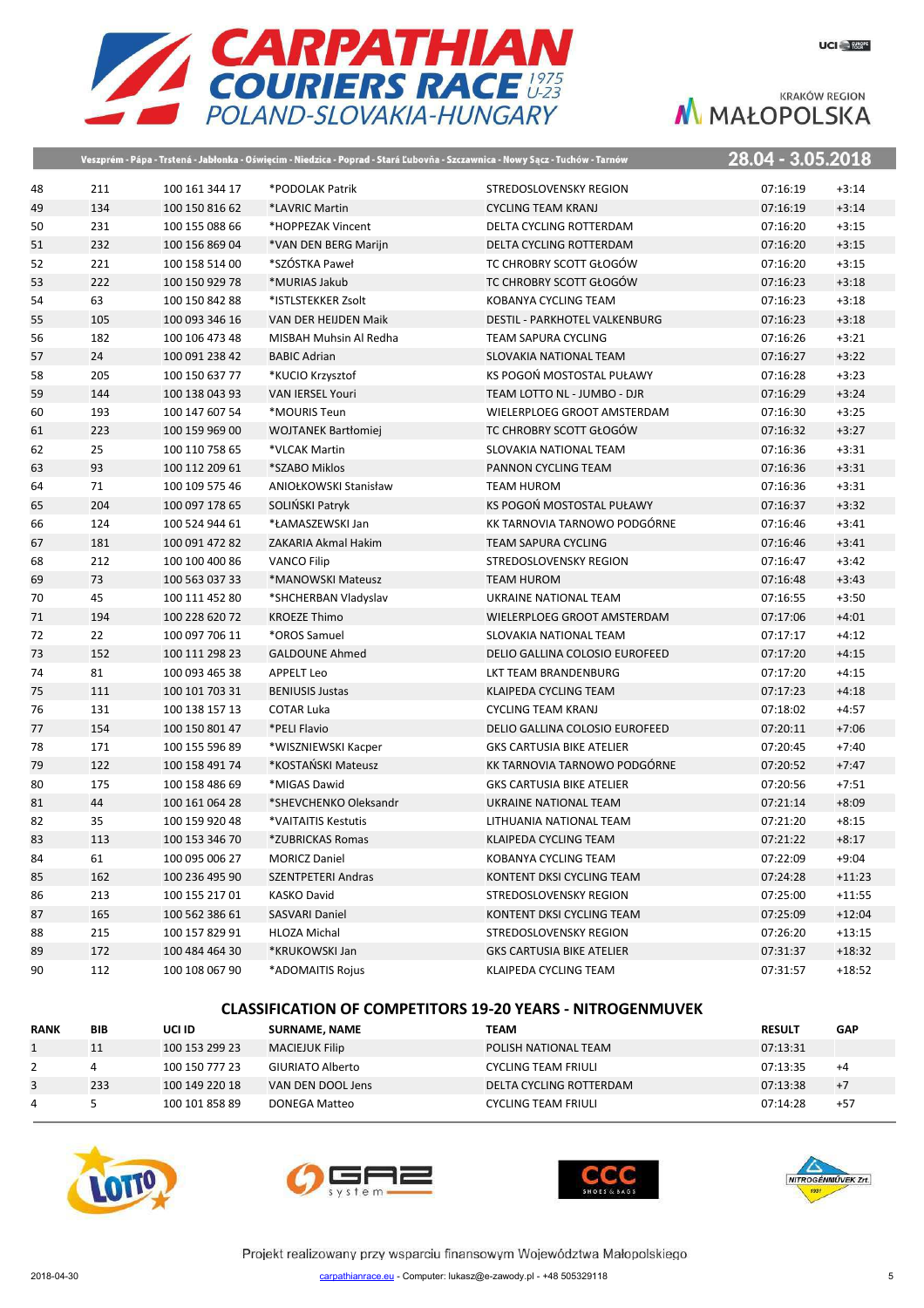| 48 | 211 | 100 161 344 17 | *PODOLAK Patrik | STREDOSLOVENSKY REGION | 07:16:19 | +3:14 |
|---|---|---|---|---|---|---|
| 49 | 134 | 100 150 816 62 | *LAVRIC Martin | CYCLING TEAM KRANJ | 07:16:19 | +3:14 |
| 50 | 231 | 100 155 088 66 | *HOPPEZAK Vincent | DELTA CYCLING ROTTERDAM | 07:16:20 | +3:15 |
| 51 | 232 | 100 156 869 04 | *VAN DEN BERG Marijn | DELTA CYCLING ROTTERDAM | 07:16:20 | +3:15 |
| 52 | 221 | 100 158 514 00 | *SZÓSTKA Paweł | TC CHROBRY SCOTT GŁOGÓW | 07:16:20 | +3:15 |
| 53 | 222 | 100 150 929 78 | *MURIAS Jakub | TC CHROBRY SCOTT GŁOGÓW | 07:16:23 | +3:18 |
| 54 | 63 | 100 150 842 88 | *ISTLSTEKKER Zsolt | KOBANYA CYCLING TEAM | 07:16:23 | +3:18 |
| 55 | 105 | 100 093 346 16 | VAN DER HEIJDEN Maik | DESTIL - PARKHOTEL VALKENBURG | 07:16:23 | +3:18 |
| 56 | 182 | 100 106 473 48 | MISBAH Muhsin Al Redha | TEAM SAPURA CYCLING | 07:16:26 | +3:21 |
| 57 | 24 | 100 091 238 42 | BABIC Adrian | SLOVAKIA NATIONAL TEAM | 07:16:27 | +3:22 |
| 58 | 205 | 100 150 637 77 | *KUCIO Krzysztof | KS POGOŃ MOSTOSTAL PUŁAWY | 07:16:28 | +3:23 |
| 59 | 144 | 100 138 043 93 | VAN IERSEL Youri | TEAM LOTTO NL - JUMBO - DJR | 07:16:29 | +3:24 |
| 60 | 193 | 100 147 607 54 | *MOURIS Teun | WIELERPLOEG GROOT AMSTERDAM | 07:16:30 | +3:25 |
| 61 | 223 | 100 159 969 00 | WOJTANEK Bartłomiej | TC CHROBRY SCOTT GŁOGÓW | 07:16:32 | +3:27 |
| 62 | 25 | 100 110 758 65 | *VLCAK Martin | SLOVAKIA NATIONAL TEAM | 07:16:36 | +3:31 |
| 63 | 93 | 100 112 209 61 | *SZABO Miklos | PANNON CYCLING TEAM | 07:16:36 | +3:31 |
| 64 | 71 | 100 109 575 46 | ANIOŁKOWSKI Stanisław | TEAM HUROM | 07:16:36 | +3:31 |
| 65 | 204 | 100 097 178 65 | SOLIŃSKI Patryk | KS POGOŃ MOSTOSTAL PUŁAWY | 07:16:37 | +3:32 |
| 66 | 124 | 100 524 944 61 | *ŁAMASZEWSKI Jan | KK TARNOVIA TARNOWO PODGÓRNE | 07:16:46 | +3:41 |
| 67 | 181 | 100 091 472 82 | ZAKARIA Akmal Hakim | TEAM SAPURA CYCLING | 07:16:46 | +3:41 |
| 68 | 212 | 100 100 400 86 | VANCO Filip | STREDOSLOVENSKY REGION | 07:16:47 | +3:42 |
| 69 | 73 | 100 563 037 33 | *MANOWSKI Mateusz | TEAM HUROM | 07:16:48 | +3:43 |
| 70 | 45 | 100 111 452 80 | *SHCHERBAN Vladyslav | UKRAINE NATIONAL TEAM | 07:16:55 | +3:50 |
| 71 | 194 | 100 228 620 72 | KROEZE Thimo | WIELERPLOEG GROOT AMSTERDAM | 07:17:06 | +4:01 |
| 72 | 22 | 100 097 706 11 | *OROS Samuel | SLOVAKIA NATIONAL TEAM | 07:17:17 | +4:12 |
| 73 | 152 | 100 111 298 23 | GALDOUNE Ahmed | DELIO GALLINA COLOSIO EUROFEED | 07:17:20 | +4:15 |
| 74 | 81 | 100 093 465 38 | APPELT Leo | LKT TEAM BRANDENBURG | 07:17:20 | +4:15 |
| 75 | 111 | 100 101 703 31 | BENIUSIS Justas | KLAIPEDA CYCLING TEAM | 07:17:23 | +4:18 |
| 76 | 131 | 100 138 157 13 | COTAR Luka | CYCLING TEAM KRANJ | 07:18:02 | +4:57 |
| 77 | 154 | 100 150 801 47 | *PELI Flavio | DELIO GALLINA COLOSIO EUROFEED | 07:20:11 | +7:06 |
| 78 | 171 | 100 155 596 89 | *WISZNIEWSKI Kacper | GKS CARTUSIA BIKE ATELIER | 07:20:45 | +7:40 |
| 79 | 122 | 100 158 491 74 | *KOSTAŃSKI Mateusz | KK TARNOVIA TARNOWO PODGÓRNE | 07:20:52 | +7:47 |
| 80 | 175 | 100 158 486 69 | *MIGAS Dawid | GKS CARTUSIA BIKE ATELIER | 07:20:56 | +7:51 |
| 81 | 44 | 100 161 064 28 | *SHEVCHENKO Oleksandr | UKRAINE NATIONAL TEAM | 07:21:14 | +8:09 |
| 82 | 35 | 100 159 920 48 | *VAITAITIS Kestutis | LITHUANIA NATIONAL TEAM | 07:21:20 | +8:15 |
| 83 | 113 | 100 153 346 70 | *ZUBRICKAS Romas | KLAIPEDA CYCLING TEAM | 07:21:22 | +8:17 |
| 84 | 61 | 100 095 006 27 | MORICZ Daniel | KOBANYA CYCLING TEAM | 07:22:09 | +9:04 |
| 85 | 162 | 100 236 495 90 | SZENTPETERI Andras | KONTENT DKSI CYCLING TEAM | 07:24:28 | +11:23 |
| 86 | 213 | 100 155 217 01 | KASKO David | STREDOSLOVENSKY REGION | 07:25:00 | +11:55 |
| 87 | 165 | 100 562 386 61 | SASVARI Daniel | KONTENT DKSI CYCLING TEAM | 07:25:09 | +12:04 |
| 88 | 215 | 100 157 829 91 | HLOZA Michal | STREDOSLOVENSKY REGION | 07:26:20 | +13:15 |
| 89 | 172 | 100 484 464 30 | *KRUKOWSKI Jan | GKS CARTUSIA BIKE ATELIER | 07:31:37 | +18:32 |
| 90 | 112 | 100 108 067 90 | *ADOMAITIS Rojus | KLAIPEDA CYCLING TEAM | 07:31:57 | +18:52 |

## CLASSIFICATION OF COMPETITORS 19-20 YEARS - NITROGENMUVEK

| RANK | BIB | UCI ID | SURNAME, NAME | TEAM | RESULT | GAP |
|---|---|---|---|---|---|---|
| 1 | 11 | 100 153 299 23 | MACIEJUK Filip | POLISH NATIONAL TEAM | 07:13:31 | |
| 2 | 4 | 100 150 777 23 | GIURIATO Alberto | CYCLING TEAM FRIULI | 07:13:35 | +4 |
| 3 | 233 | 100 149 220 18 | VAN DEN DOOL Jens | DELTA CYCLING ROTTERDAM | 07:13:38 | +7 |
| 4 | 5 | 100 101 858 89 | DONEGA Matteo | CYCLING TEAM FRIULI | 07:14:28 | +57 |

Projekt realizowany przy wsparciu finansowym Województwa Małopolskiego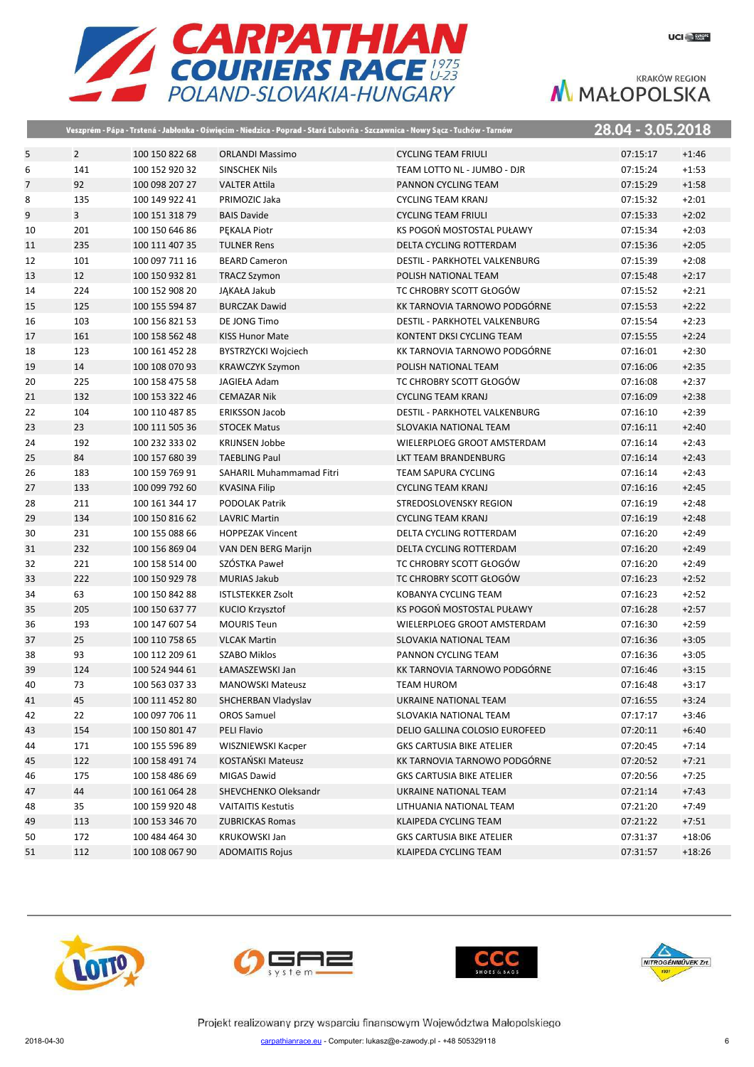Veszprém - Pápa - Trstená - Jabłonka - Oświęcim - Niedzica - Poprad - Stará Ľubovňa - Szczawnica - Nowy Sącz - Tuchów - Tarnów

28.04 - 3.05.2018

| | | | | | | |
|---|---|---|---|---|---|---|
| 5 | 2 | 100 150 822 68 | ORLANDI Massimo | CYCLING TEAM FRIULI | 07:15:17 | +1:46 |
| 6 | 141 | 100 152 920 32 | SINSCHEK Nils | TEAM LOTTO NL - JUMBO - DJR | 07:15:24 | +1:53 |
| 7 | 92 | 100 098 207 27 | VALTER Attila | PANNON CYCLING TEAM | 07:15:29 | +1:58 |
| 8 | 135 | 100 149 922 41 | PRIMOZIC Jaka | CYCLING TEAM KRANJ | 07:15:32 | +2:01 |
| 9 | 3 | 100 151 318 79 | BAIS Davide | CYCLING TEAM FRIULI | 07:15:33 | +2:02 |
| 10 | 201 | 100 150 646 86 | PĘKALA Piotr | KS POGOŃ MOSTOSTAL PUŁAWY | 07:15:34 | +2:03 |
| 11 | 235 | 100 111 407 35 | TULNER Rens | DELTA CYCLING ROTTERDAM | 07:15:36 | +2:05 |
| 12 | 101 | 100 097 711 16 | BEARD Cameron | DESTIL - PARKHOTEL VALKENBURG | 07:15:39 | +2:08 |
| 13 | 12 | 100 150 932 81 | TRACZ Szymon | POLISH NATIONAL TEAM | 07:15:48 | +2:17 |
| 14 | 224 | 100 152 908 20 | JĄKAŁA Jakub | TC CHROBRY SCOTT GŁOGÓW | 07:15:52 | +2:21 |
| 15 | 125 | 100 155 594 87 | BURCZAK Dawid | KK TARNOVIA TARNOWO PODGÓRNE | 07:15:53 | +2:22 |
| 16 | 103 | 100 156 821 53 | DE JONG Timo | DESTIL - PARKHOTEL VALKENBURG | 07:15:54 | +2:23 |
| 17 | 161 | 100 158 562 48 | KISS Hunor Mate | KONTENT DKSI CYCLING TEAM | 07:15:55 | +2:24 |
| 18 | 123 | 100 161 452 28 | BYSTRZYCKI Wojciech | KK TARNOVIA TARNOWO PODGÓRNE | 07:16:01 | +2:30 |
| 19 | 14 | 100 108 070 93 | KRAWCZYK Szymon | POLISH NATIONAL TEAM | 07:16:06 | +2:35 |
| 20 | 225 | 100 158 475 58 | JAGIEŁA Adam | TC CHROBRY SCOTT GŁOGÓW | 07:16:08 | +2:37 |
| 21 | 132 | 100 153 322 46 | CEMAZAR Nik | CYCLING TEAM KRANJ | 07:16:09 | +2:38 |
| 22 | 104 | 100 110 487 85 | ERIKSSON Jacob | DESTIL - PARKHOTEL VALKENBURG | 07:16:10 | +2:39 |
| 23 | 23 | 100 111 505 36 | STOCEK Matus | SLOVAKIA NATIONAL TEAM | 07:16:11 | +2:40 |
| 24 | 192 | 100 232 333 02 | KRIJNSEN Jobbe | WIELERPLOEG GROOT AMSTERDAM | 07:16:14 | +2:43 |
| 25 | 84 | 100 157 680 39 | TAEBLING Paul | LKT TEAM BRANDENBURG | 07:16:14 | +2:43 |
| 26 | 183 | 100 159 769 91 | SAHARIL Muhammamad Fitri | TEAM SAPURA CYCLING | 07:16:14 | +2:43 |
| 27 | 133 | 100 099 792 60 | KVASINA Filip | CYCLING TEAM KRANJ | 07:16:16 | +2:45 |
| 28 | 211 | 100 161 344 17 | PODOLAK Patrik | STREDOSLOVENSKY REGION | 07:16:19 | +2:48 |
| 29 | 134 | 100 150 816 62 | LAVRIC Martin | CYCLING TEAM KRANJ | 07:16:19 | +2:48 |
| 30 | 231 | 100 155 088 66 | HOPPEZAK Vincent | DELTA CYCLING ROTTERDAM | 07:16:20 | +2:49 |
| 31 | 232 | 100 156 869 04 | VAN DEN BERG Marijn | DELTA CYCLING ROTTERDAM | 07:16:20 | +2:49 |
| 32 | 221 | 100 158 514 00 | SZÓSTKA Paweł | TC CHROBRY SCOTT GŁOGÓW | 07:16:20 | +2:49 |
| 33 | 222 | 100 150 929 78 | MURIAS Jakub | TC CHROBRY SCOTT GŁOGÓW | 07:16:23 | +2:52 |
| 34 | 63 | 100 150 842 88 | ISTLSTEKKER Zsolt | KOBANYA CYCLING TEAM | 07:16:23 | +2:52 |
| 35 | 205 | 100 150 637 77 | KUCIO Krzysztof | KS POGOŃ MOSTOSTAL PUŁAWY | 07:16:28 | +2:57 |
| 36 | 193 | 100 147 607 54 | MOURIS Teun | WIELERPLOEG GROOT AMSTERDAM | 07:16:30 | +2:59 |
| 37 | 25 | 100 110 758 65 | VLCAK Martin | SLOVAKIA NATIONAL TEAM | 07:16:36 | +3:05 |
| 38 | 93 | 100 112 209 61 | SZABO Miklos | PANNON CYCLING TEAM | 07:16:36 | +3:05 |
| 39 | 124 | 100 524 944 61 | ŁAMASZEWSKI Jan | KK TARNOVIA TARNOWO PODGÓRNE | 07:16:46 | +3:15 |
| 40 | 73 | 100 563 037 33 | MANOWSKI Mateusz | TEAM HUROM | 07:16:48 | +3:17 |
| 41 | 45 | 100 111 452 80 | SHCHERBAN Vladyslav | UKRAINE NATIONAL TEAM | 07:16:55 | +3:24 |
| 42 | 22 | 100 097 706 11 | OROS Samuel | SLOVAKIA NATIONAL TEAM | 07:17:17 | +3:46 |
| 43 | 154 | 100 150 801 47 | PELI Flavio | DELIO GALLINA COLOSIO EUROFEED | 07:20:11 | +6:40 |
| 44 | 171 | 100 155 596 89 | WISZNIEWSKI Kacper | GKS CARTUSIA BIKE ATELIER | 07:20:45 | +7:14 |
| 45 | 122 | 100 158 491 74 | KOSTAŃSKI Mateusz | KK TARNOVIA TARNOWO PODGÓRNE | 07:20:52 | +7:21 |
| 46 | 175 | 100 158 486 69 | MIGAS Dawid | GKS CARTUSIA BIKE ATELIER | 07:20:56 | +7:25 |
| 47 | 44 | 100 161 064 28 | SHEVCHENKO Oleksandr | UKRAINE NATIONAL TEAM | 07:21:14 | +7:43 |
| 48 | 35 | 100 159 920 48 | VAITAITIS Kestutis | LITHUANIA NATIONAL TEAM | 07:21:20 | +7:49 |
| 49 | 113 | 100 153 346 70 | ZUBRICKAS Romas | KLAIPEDA CYCLING TEAM | 07:21:22 | +7:51 |
| 50 | 172 | 100 484 464 30 | KRUKOWSKI Jan | GKS CARTUSIA BIKE ATELIER | 07:31:37 | +18:06 |
| 51 | 112 | 100 108 067 90 | ADOMAITIS Rojus | KLAIPEDA CYCLING TEAM | 07:31:57 | +18:26 |

Projekt realizowany przy wsparciu finansowym Województwa Małopolskiego

2018-04-30 carpathianrace.eu - Computer: lukasz@e-zawody.pl - +48 505329118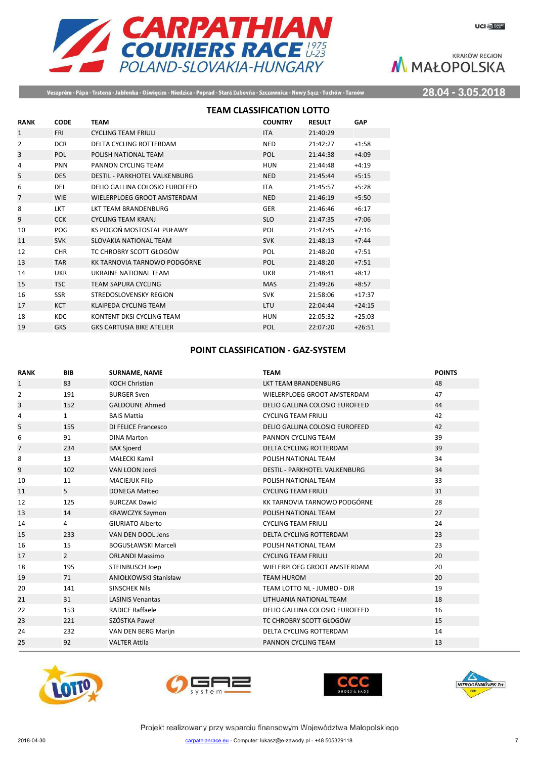Veszprém - Pápa - Trstená - Jabłonka - Oświęcim - Niedzica - Poprad - Stará Ľubovňa - Szczawnica - Nowy Sącz - Tuchów - Tarnów

28.04 - 3.05.2018

## TEAM CLASSIFICATION LOTTO

| RANK | CODE | TEAM | COUNTRY | RESULT | GAP |
|---|---|---|---|---|---|
| 1 | FRI | CYCLING TEAM FRIULI | ITA | 21:40:29 | |
| 2 | DCR | DELTA CYCLING ROTTERDAM | NED | 21:42:27 | +1:58 |
| 3 | POL | POLISH NATIONAL TEAM | POL | 21:44:38 | +4:09 |
| 4 | PNN | PANNON CYCLING TEAM | HUN | 21:44:48 | +4:19 |
| 5 | DES | DESTIL - PARKHOTEL VALKENBURG | NED | 21:45:44 | +5:15 |
| 6 | DEL | DELIO GALLINA COLOSIO EUROFEED | ITA | 21:45:57 | +5:28 |
| 7 | WIE | WIELERPLOEG GROOT AMSTERDAM | NED | 21:46:19 | +5:50 |
| 8 | LKT | LKT TEAM BRANDENBURG | GER | 21:46:46 | +6:17 |
| 9 | CCK | CYCLING TEAM KRANJ | SLO | 21:47:35 | +7:06 |
| 10 | POG | KS POGOŃ MOSTOSTAL PUŁAWY | POL | 21:47:45 | +7:16 |
| 11 | SVK | SLOVAKIA NATIONAL TEAM | SVK | 21:48:13 | +7:44 |
| 12 | CHR | TC CHROBRY SCOTT GŁOGÓW | POL | 21:48:20 | +7:51 |
| 13 | TAR | KK TARNOVIA TARNOWO PODGÓRNE | POL | 21:48:20 | +7:51 |
| 14 | UKR | UKRAINE NATIONAL TEAM | UKR | 21:48:41 | +8:12 |
| 15 | TSC | TEAM SAPURA CYCLING | MAS | 21:49:26 | +8:57 |
| 16 | SSR | STREDOSLOVENSKY REGION | SVK | 21:58:06 | +17:37 |
| 17 | KCT | KLAIPEDA CYCLING TEAM | LTU | 22:04:44 | +24:15 |
| 18 | KDC | KONTENT DKSI CYCLING TEAM | HUN | 22:05:32 | +25:03 |
| 19 | GKS | GKS CARTUSIA BIKE ATELIER | POL | 22:07:20 | +26:51 |

## POINT CLASSIFICATION - GAZ-SYSTEM

| RANK | BIB | SURNAME, NAME | TEAM | POINTS |
|---|---|---|---|---|
| 1 | 83 | KOCH Christian | LKT TEAM BRANDENBURG | 48 |
| 2 | 191 | BURGER Sven | WIELERPLOEG GROOT AMSTERDAM | 47 |
| 3 | 152 | GALDOUNE Ahmed | DELIO GALLINA COLOSIO EUROFEED | 44 |
| 4 | 1 | BAIS Mattia | CYCLING TEAM FRIULI | 42 |
| 5 | 155 | DI FELICE Francesco | DELIO GALLINA COLOSIO EUROFEED | 42 |
| 6 | 91 | DINA Marton | PANNON CYCLING TEAM | 39 |
| 7 | 234 | BAX Sjoerd | DELTA CYCLING ROTTERDAM | 39 |
| 8 | 13 | MAŁECKI Kamil | POLISH NATIONAL TEAM | 34 |
| 9 | 102 | VAN LOON Jordi | DESTIL - PARKHOTEL VALKENBURG | 34 |
| 10 | 11 | MACIEJUK Filip | POLISH NATIONAL TEAM | 33 |
| 11 | 5 | DONEGA Matteo | CYCLING TEAM FRIULI | 31 |
| 12 | 125 | BURCZAK Dawid | KK TARNOVIA TARNOWO PODGÓRNE | 28 |
| 13 | 14 | KRAWCZYK Szymon | POLISH NATIONAL TEAM | 27 |
| 14 | 4 | GIURIATO Alberto | CYCLING TEAM FRIULI | 24 |
| 15 | 233 | VAN DEN DOOL Jens | DELTA CYCLING ROTTERDAM | 23 |
| 16 | 15 | BOGUSŁAWSKI Marceli | POLISH NATIONAL TEAM | 23 |
| 17 | 2 | ORLANDI Massimo | CYCLING TEAM FRIULI | 20 |
| 18 | 195 | STEINBUSCH Joep | WIELERPLOEG GROOT AMSTERDAM | 20 |
| 19 | 71 | ANIOŁKOWSKI Stanisław | TEAM HUROM | 20 |
| 20 | 141 | SINSCHEK Nils | TEAM LOTTO NL - JUMBO - DJR | 19 |
| 21 | 31 | LASINIS Venantas | LITHUANIA NATIONAL TEAM | 18 |
| 22 | 153 | RADICE Raffaele | DELIO GALLINA COLOSIO EUROFEED | 16 |
| 23 | 221 | SZÓSTKA Paweł | TC CHROBRY SCOTT GŁOGÓW | 15 |
| 24 | 232 | VAN DEN BERG Marijn | DELTA CYCLING ROTTERDAM | 14 |
| 25 | 92 | VALTER Attila | PANNON CYCLING TEAM | 13 |

Projekt realizowany przy wsparciu finansowym Województwa Małopolskiego

2018-04-30 carpathianrace.eu - Computer: lukasz@e-zawody.pl - +48 505329118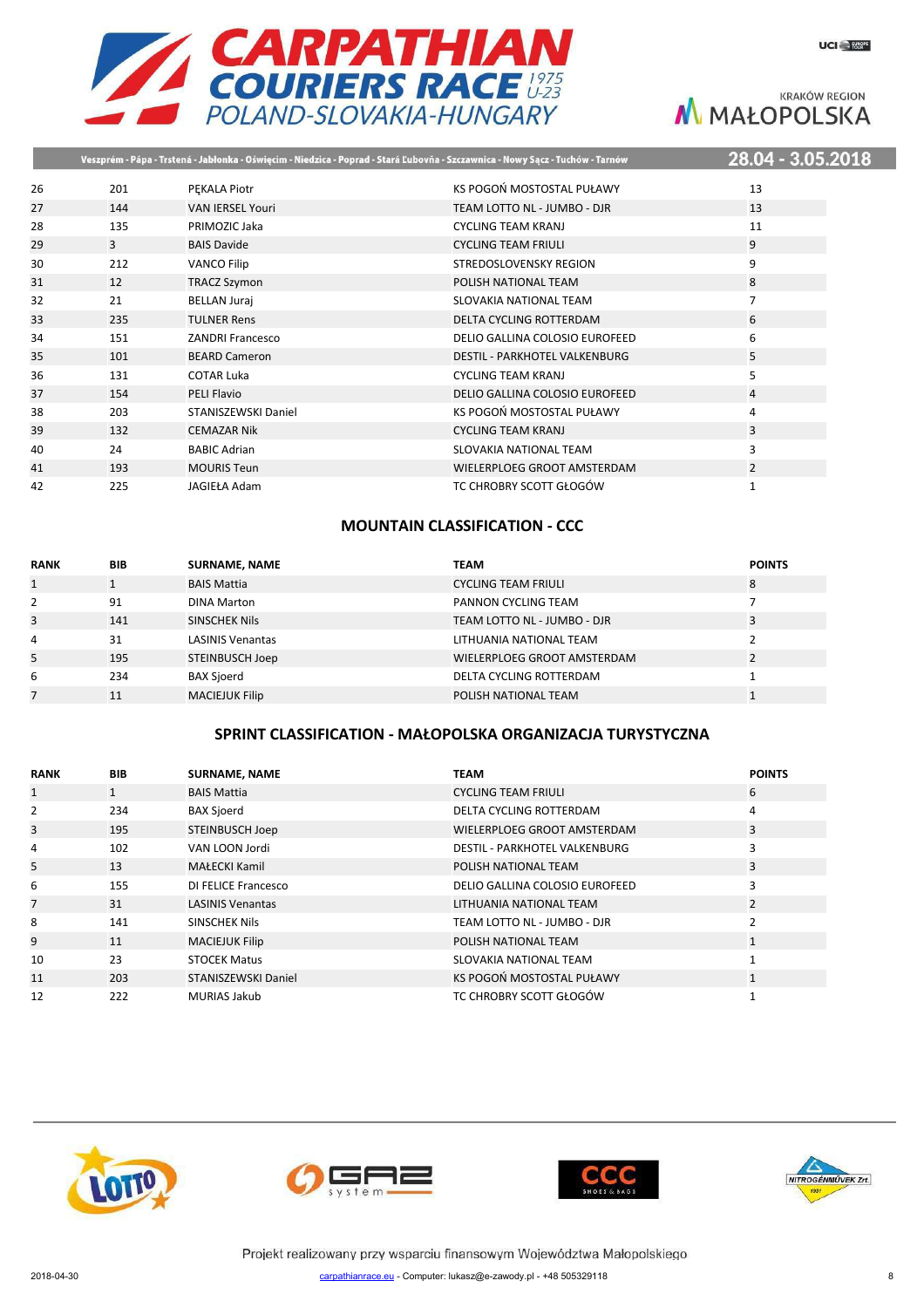| | | | | |
|---|---|---|---|---|
| 26 | 201 | PĘKALA Piotr | KS POGOŃ MOSTOSTAL PUŁAWY | 13 |
| 27 | 144 | VAN IERSEL Youri | TEAM LOTTO NL - JUMBO - DJR | 13 |
| 28 | 135 | PRIMOZIC Jaka | CYCLING TEAM KRANJ | 11 |
| 29 | 3 | BAIS Davide | CYCLING TEAM FRIULI | 9 |
| 30 | 212 | VANCO Filip | STREDOSLOVENSKY REGION | 9 |
| 31 | 12 | TRACZ Szymon | POLISH NATIONAL TEAM | 8 |
| 32 | 21 | BELLAN Juraj | SLOVAKIA NATIONAL TEAM | 7 |
| 33 | 235 | TULNER Rens | DELTA CYCLING ROTTERDAM | 6 |
| 34 | 151 | ZANDRI Francesco | DELIO GALLINA COLOSIO EUROFEED | 6 |
| 35 | 101 | BEARD Cameron | DESTIL - PARKHOTEL VALKENBURG | 5 |
| 36 | 131 | COTAR Luka | CYCLING TEAM KRANJ | 5 |
| 37 | 154 | PELI Flavio | DELIO GALLINA COLOSIO EUROFEED | 4 |
| 38 | 203 | STANISZEWSKI Daniel | KS POGOŃ MOSTOSTAL PUŁAWY | 4 |
| 39 | 132 | CEMAZAR Nik | CYCLING TEAM KRANJ | 3 |
| 40 | 24 | BABIC Adrian | SLOVAKIA NATIONAL TEAM | 3 |
| 41 | 193 | MOURIS Teun | WIELERPLOEG GROOT AMSTERDAM | 2 |
| 42 | 225 | JAGIEŁA Adam | TC CHROBRY SCOTT GŁOGÓW | 1 |

## MOUNTAIN CLASSIFICATION - CCC

| RANK | BIB | SURNAME, NAME | TEAM | POINTS |
|---|---|---|---|---|
| 1 | 1 | BAIS Mattia | CYCLING TEAM FRIULI | 8 |
| 2 | 91 | DINA Marton | PANNON CYCLING TEAM | 7 |
| 3 | 141 | SINSCHEK Nils | TEAM LOTTO NL - JUMBO - DJR | 3 |
| 4 | 31 | LASINIS Venantas | LITHUANIA NATIONAL TEAM | 2 |
| 5 | 195 | STEINBUSCH Joep | WIELERPLOEG GROOT AMSTERDAM | 2 |
| 6 | 234 | BAX Sjoerd | DELTA CYCLING ROTTERDAM | 1 |
| 7 | 11 | MACIEJUK Filip | POLISH NATIONAL TEAM | 1 |

## SPRINT CLASSIFICATION - MAŁOPOLSKA ORGANIZACJA TURYSTYCZNA

| RANK | BIB | SURNAME, NAME | TEAM | POINTS |
|---|---|---|---|---|
| 1 | 1 | BAIS Mattia | CYCLING TEAM FRIULI | 6 |
| 2 | 234 | BAX Sjoerd | DELTA CYCLING ROTTERDAM | 4 |
| 3 | 195 | STEINBUSCH Joep | WIELERPLOEG GROOT AMSTERDAM | 3 |
| 4 | 102 | VAN LOON Jordi | DESTIL - PARKHOTEL VALKENBURG | 3 |
| 5 | 13 | MAŁECKI Kamil | POLISH NATIONAL TEAM | 3 |
| 6 | 155 | DI FELICE Francesco | DELIO GALLINA COLOSIO EUROFEED | 3 |
| 7 | 31 | LASINIS Venantas | LITHUANIA NATIONAL TEAM | 2 |
| 8 | 141 | SINSCHEK Nils | TEAM LOTTO NL - JUMBO - DJR | 2 |
| 9 | 11 | MACIEJUK Filip | POLISH NATIONAL TEAM | 1 |
| 10 | 23 | STOCEK Matus | SLOVAKIA NATIONAL TEAM | 1 |
| 11 | 203 | STANISZEWSKI Daniel | KS POGOŃ MOSTOSTAL PUŁAWY | 1 |
| 12 | 222 | MURIAS Jakub | TC CHROBRY SCOTT GŁOGÓW | 1 |

Projekt realizowany przy wsparciu finansowym Województwa Małopolskiego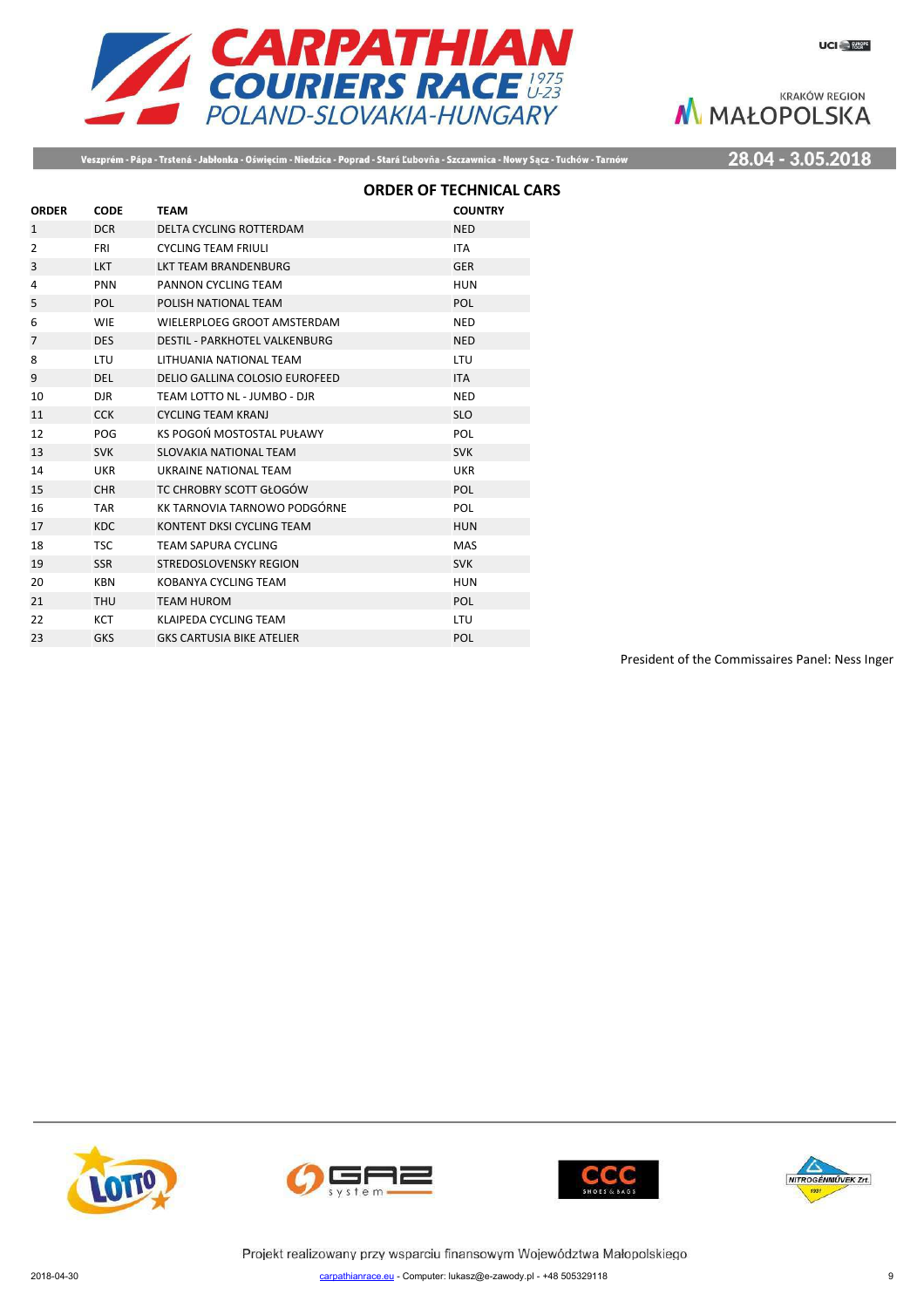# CARPATHIAN COURIERS RACE 1975 U-23

POLAND-SLOVAKIA-HUNGARY

KRAKÓW REGION MAŁOPOLSKA

Veszprém - Pápa - Trstená - Jabłonka - Oświęcim - Niedzica - Poprad - Stará Ľubovňa - Szczawnica - Nowy Sącz - Tuchów - Tarnów

28.04 - 3.05.2018

## ORDER OF TECHNICAL CARS

| ORDER | CODE | TEAM | COUNTRY |
|---|---|---|---|
| 1 | DCR | DELTA CYCLING ROTTERDAM | NED |
| 2 | FRI | CYCLING TEAM FRIULI | ITA |
| 3 | LKT | LKT TEAM BRANDENBURG | GER |
| 4 | PNN | PANNON CYCLING TEAM | HUN |
| 5 | POL | POLISH NATIONAL TEAM | POL |
| 6 | WIE | WIELERPLOEG GROOT AMSTERDAM | NED |
| 7 | DES | DESTIL - PARKHOTEL VALKENBURG | NED |
| 8 | LTU | LITHUANIA NATIONAL TEAM | LTU |
| 9 | DEL | DELIO GALLINA COLOSIO EUROFEED | ITA |
| 10 | DJR | TEAM LOTTO NL - JUMBO - DJR | NED |
| 11 | CCK | CYCLING TEAM KRANJ | SLO |
| 12 | POG | KS POGOŃ MOSTOSTAL PUŁAWY | POL |
| 13 | SVK | SLOVAKIA NATIONAL TEAM | SVK |
| 14 | UKR | UKRAINE NATIONAL TEAM | UKR |
| 15 | CHR | TC CHROBRY SCOTT GŁOGÓW | POL |
| 16 | TAR | KK TARNOVIA TARNOWO PODGÓRNE | POL |
| 17 | KDC | KONTENT DKSI CYCLING TEAM | HUN |
| 18 | TSC | TEAM SAPURA CYCLING | MAS |
| 19 | SSR | STREDOSLOVENSKY REGION | SVK |
| 20 | KBN | KOBANYA CYCLING TEAM | HUN |
| 21 | THU | TEAM HUROM | POL |
| 22 | KCT | KLAIPEDA CYCLING TEAM | LTU |
| 23 | GKS | GKS CARTUSIA BIKE ATELIER | POL |

President of the Commissaires Panel: Ness Inger

Projekt realizowany przy wsparciu finansowym Województwa Małopolskiego

2018-04-30 carpathianrace.eu - Computer: lukasz@e-zawody.pl - +48 505329118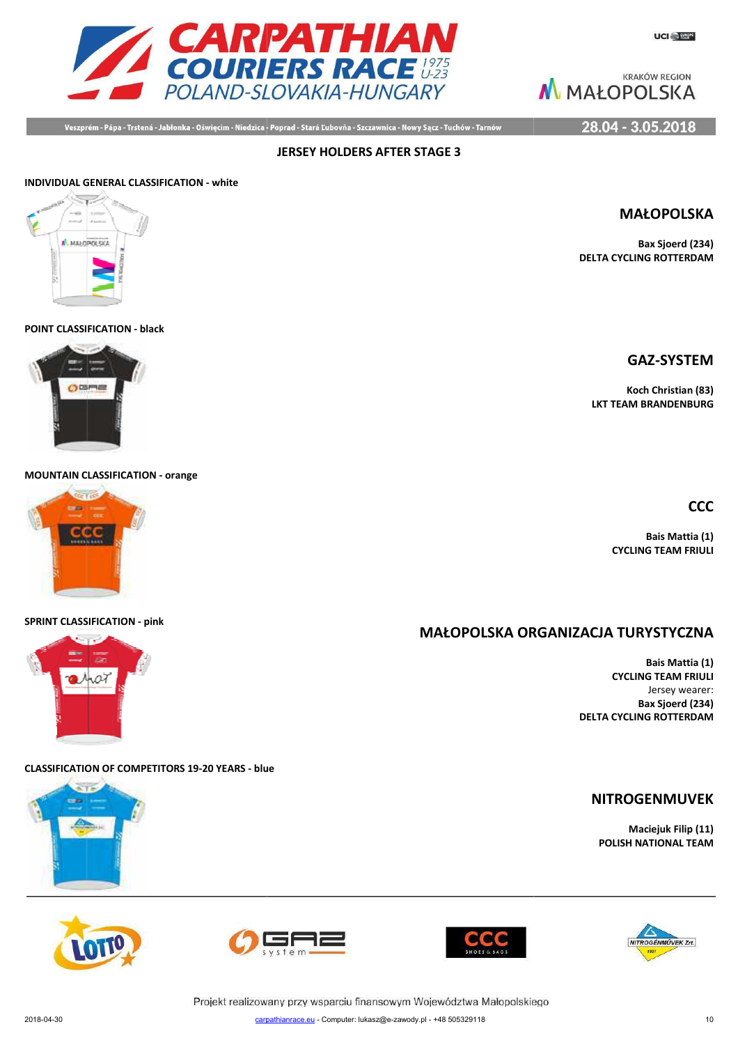Veszprém - Pápa - Trstená - Jabłonka - Oświęcim - Niedzica - Poprad - Stará Ľubovňa - Szczawnica - Nowy Sącz - Tuchów - Tarnów

28.04 - 3.05.2018

## JERSEY HOLDERS AFTER STAGE 3

**INDIVIDUAL GENERAL CLASSIFICATION - white**

### MAŁOPOLSKA

**Bax Sjoerd (234)**
**DELTA CYCLING ROTTERDAM**

**POINT CLASSIFICATION - black**

### GAZ-SYSTEM

**Koch Christian (83)**
**LKT TEAM BRANDENBURG**

**MOUNTAIN CLASSIFICATION - orange**

### CCC

**Bais Mattia (1)**
**CYCLING TEAM FRIULI**

**SPRINT CLASSIFICATION - pink**

### MAŁOPOLSKA ORGANIZACJA TURYSTYCZNA

**Bais Mattia (1)**
**CYCLING TEAM FRIULI**
Jersey wearer:
**Bax Sjoerd (234)**
**DELTA CYCLING ROTTERDAM**

**CLASSIFICATION OF COMPETITORS 19-20 YEARS - blue**

### NITROGENMUVEK

**Maciejuk Filip (11)**
**POLISH NATIONAL TEAM**

Projekt realizowany przy wsparciu finansowym Województwa Małopolskiego

2018-04-30 carpathianrace.eu - Computer: lukasz@e-zawody.pl - +48 505329118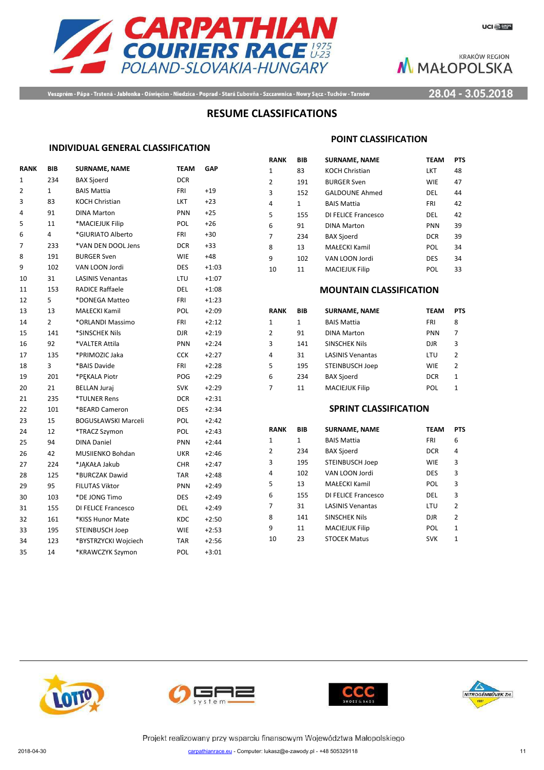# CARPATHIAN COURIERS RACE 1975 U-23

POLAND-SLOVAKIA-HUNGARY

KRAKÓW REGION MAŁOPOLSKA

Veszprém - Pápa - Trstená - Jabłonka - Oświęcim - Niedzica - Poprad - Stará Ľubovňa - Szczawnica - Nowy Sącz - Tuchów - Tarnów

28.04 - 3.05.2018

## RESUME CLASSIFICATIONS

### INDIVIDUAL GENERAL CLASSIFICATION

| RANK | BIB | SURNAME, NAME | TEAM | GAP |
|---|---|---|---|---|
| 1 | 234 | BAX Sjoerd | DCR | |
| 2 | 1 | BAIS Mattia | FRI | +19 |
| 3 | 83 | KOCH Christian | LKT | +23 |
| 4 | 91 | DINA Marton | PNN | +25 |
| 5 | 11 | *MACIEJUK Filip | POL | +26 |
| 6 | 4 | *GIURIATO Alberto | FRI | +30 |
| 7 | 233 | *VAN DEN DOOL Jens | DCR | +33 |
| 8 | 191 | BURGER Sven | WIE | +48 |
| 9 | 102 | VAN LOON Jordi | DES | +1:03 |
| 10 | 31 | LASINIS Venantas | LTU | +1:07 |
| 11 | 153 | RADICE Raffaele | DEL | +1:08 |
| 12 | 5 | *DONEGA Matteo | FRI | +1:23 |
| 13 | 13 | MAŁECKI Kamil | POL | +2:09 |
| 14 | 2 | *ORLANDI Massimo | FRI | +2:12 |
| 15 | 141 | *SINSCHEK Nils | DJR | +2:19 |
| 16 | 92 | *VALTER Attila | PNN | +2:24 |
| 17 | 135 | *PRIMOZIC Jaka | CCK | +2:27 |
| 18 | 3 | *BAIS Davide | FRI | +2:28 |
| 19 | 201 | *PĘKALA Piotr | POG | +2:29 |
| 20 | 21 | BELLAN Juraj | SVK | +2:29 |
| 21 | 235 | *TULNER Rens | DCR | +2:31 |
| 22 | 101 | *BEARD Cameron | DES | +2:34 |
| 23 | 15 | BOGUSŁAWSKI Marceli | POL | +2:42 |
| 24 | 12 | *TRACZ Szymon | POL | +2:43 |
| 25 | 94 | DINA Daniel | PNN | +2:44 |
| 26 | 42 | MUSIIENKO Bohdan | UKR | +2:46 |
| 27 | 224 | *JĄKAŁA Jakub | CHR | +2:47 |
| 28 | 125 | *BURCZAK Dawid | TAR | +2:48 |
| 29 | 95 | FILUTAS Viktor | PNN | +2:49 |
| 30 | 103 | *DE JONG Timo | DES | +2:49 |
| 31 | 155 | DI FELICE Francesco | DEL | +2:49 |
| 32 | 161 | *KISS Hunor Mate | KDC | +2:50 |
| 33 | 195 | STEINBUSCH Joep | WIE | +2:53 |
| 34 | 123 | *BYSTRZYCKI Wojciech | TAR | +2:56 |
| 35 | 14 | *KRAWCZYK Szymon | POL | +3:01 |

### POINT CLASSIFICATION

| RANK | BIB | SURNAME, NAME | TEAM | PTS |
|---|---|---|---|---|
| 1 | 83 | KOCH Christian | LKT | 48 |
| 2 | 191 | BURGER Sven | WIE | 47 |
| 3 | 152 | GALDOUNE Ahmed | DEL | 44 |
| 4 | 1 | BAIS Mattia | FRI | 42 |
| 5 | 155 | DI FELICE Francesco | DEL | 42 |
| 6 | 91 | DINA Marton | PNN | 39 |
| 7 | 234 | BAX Sjoerd | DCR | 39 |
| 8 | 13 | MAŁECKI Kamil | POL | 34 |
| 9 | 102 | VAN LOON Jordi | DES | 34 |
| 10 | 11 | MACIEJUK Filip | POL | 33 |

### MOUNTAIN CLASSIFICATION

| RANK | BIB | SURNAME, NAME | TEAM | PTS |
|---|---|---|---|---|
| 1 | 1 | BAIS Mattia | FRI | 8 |
| 2 | 91 | DINA Marton | PNN | 7 |
| 3 | 141 | SINSCHEK Nils | DJR | 3 |
| 4 | 31 | LASINIS Venantas | LTU | 2 |
| 5 | 195 | STEINBUSCH Joep | WIE | 2 |
| 6 | 234 | BAX Sjoerd | DCR | 1 |
| 7 | 11 | MACIEJUK Filip | POL | 1 |

### SPRINT CLASSIFICATION

| RANK | BIB | SURNAME, NAME | TEAM | PTS |
|---|---|---|---|---|
| 1 | 1 | BAIS Mattia | FRI | 6 |
| 2 | 234 | BAX Sjoerd | DCR | 4 |
| 3 | 195 | STEINBUSCH Joep | WIE | 3 |
| 4 | 102 | VAN LOON Jordi | DES | 3 |
| 5 | 13 | MAŁECKI Kamil | POL | 3 |
| 6 | 155 | DI FELICE Francesco | DEL | 3 |
| 7 | 31 | LASINIS Venantas | LTU | 2 |
| 8 | 141 | SINSCHEK Nils | DJR | 2 |
| 9 | 11 | MACIEJUK Filip | POL | 1 |
| 10 | 23 | STOCEK Matus | SVK | 1 |

Projekt realizowany przy wsparciu finansowym Województwa Małopolskiego

2018-04-30 carpathianrace.eu - Computer: lukasz@e-zawody.pl - +48 505329118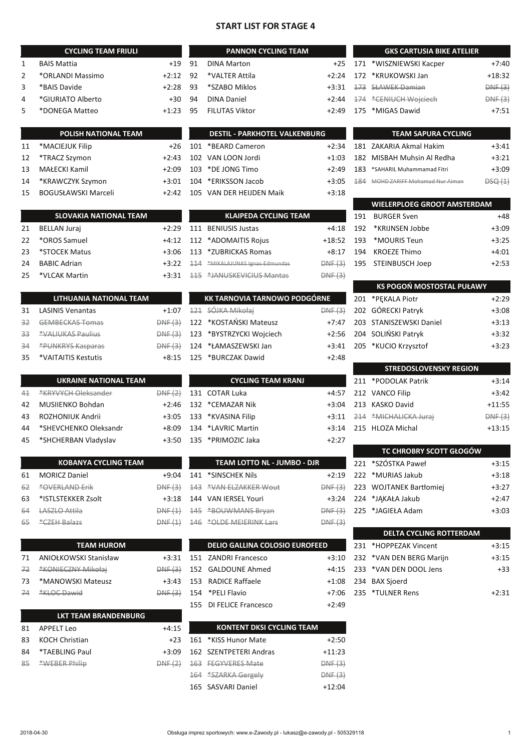# START LIST FOR STAGE 4

| CYCLING TEAM FRIULI | | |
|---|---|---|
| 1 | BAIS Mattia | +19 |
| 2 | *ORLANDI Massimo | +2:12 |
| 3 | *BAIS Davide | +2:28 |
| 4 | *GIURIATO Alberto | +30 |
| 5 | *DONEGA Matteo | +1:23 |

| POLISH NATIONAL TEAM | | |
|---|---|---|
| 11 | *MACIEJUK Filip | +26 |
| 12 | *TRACZ Szymon | +2:43 |
| 13 | MAŁECKI Kamil | +2:09 |
| 14 | *KRAWCZYK Szymon | +3:01 |
| 15 | BOGUSŁAWSKI Marceli | +2:42 |

| SLOVAKIA NATIONAL TEAM | | |
|---|---|---|
| 21 | BELLAN Juraj | +2:29 |
| 22 | *OROS Samuel | +4:12 |
| 23 | *STOCEK Matus | +3:06 |
| 24 | BABIC Adrian | +3:22 |
| 25 | *VLCAK Martin | +3:31 |

| LITHUANIA NATIONAL TEAM | | |
|---|---|---|
| 31 | LASINIS Venantas | +1:07 |
| ~~32~~ | ~~GEMBECKAS Tomas~~ | ~~DNF (3)~~ |
| ~~33~~ | ~~*VALIUKAS Paulius~~ | ~~DNF (3)~~ |
| ~~34~~ | ~~*PUNKRYS Kasparas~~ | ~~DNF (3)~~ |
| 35 | *VAITAITIS Kestutis | +8:15 |

| UKRAINE NATIONAL TEAM | | |
|---|---|---|
| ~~41~~ | ~~*KRYVYCH Oleksander~~ | ~~DNF (2)~~ |
| 42 | MUSIIENKO Bohdan | +2:46 |
| 43 | ROZHONIUK Andrii | +3:05 |
| 44 | *SHEVCHENKO Oleksandr | +8:09 |
| 45 | *SHCHERBAN Vladyslav | +3:50 |

| KOBANYA CYCLING TEAM | | |
|---|---|---|
| 61 | MORICZ Daniel | +9:04 |
| ~~62~~ | ~~*OVERLAND Erik~~ | ~~DNF (3)~~ |
| 63 | *ISTLSTEKKER Zsolt | +3:18 |
| ~~64~~ | ~~LASZLO Attila~~ | ~~DNF (1)~~ |
| ~~65~~ | ~~*CZEH Balazs~~ | ~~DNF (1)~~ |

| TEAM HUROM | | |
|---|---|---|
| 71 | ANIOŁKOWSKI Stanisław | +3:31 |
| ~~72~~ | ~~*KONIECZNY Mikołaj~~ | ~~DNF (3)~~ |
| 73 | *MANOWSKI Mateusz | +3:43 |
| ~~74~~ | ~~*KLOC Dawid~~ | ~~DNF (3)~~ |

| LKT TEAM BRANDENBURG | | |
|---|---|---|
| 81 | APPELT Leo | +4:15 |
| 83 | KOCH Christian | +23 |
| 84 | *TAEBLING Paul | +3:09 |
| ~~85~~ | ~~*WEBER Philip~~ | ~~DNF (2)~~ |

| PANNON CYCLING TEAM | | |
|---|---|---|
| 91 | DINA Marton | +25 |
| 92 | *VALTER Attila | +2:24 |
| 93 | *SZABO Miklos | +3:31 |
| 94 | DINA Daniel | +2:44 |
| 95 | FILUTAS Viktor | +2:49 |

| DESTIL - PARKHOTEL VALKENBURG | | |
|---|---|---|
| 101 | *BEARD Cameron | +2:34 |
| 102 | VAN LOON Jordi | +1:03 |
| 103 | *DE JONG Timo | +2:49 |
| 104 | *ERIKSSON Jacob | +3:05 |
| 105 | VAN DER HEIJDEN Maik | +3:18 |

| KLAIPEDA CYCLING TEAM | | |
|---|---|---|
| 111 | BENIUSIS Justas | +4:18 |
| 112 | *ADOMAITIS Rojus | +18:52 |
| 113 | *ZUBRICKAS Romas | +8:17 |
| ~~114~~ | ~~*MIKALAJUNAS Ignas-Edmundas~~ | ~~DNF (3)~~ |
| ~~115~~ | ~~*JANUSKEVICIUS Mantas~~ | ~~DNF (3)~~ |

| KK TARNOVIA TARNOWO PODGÓRNE | | |
|---|---|---|
| ~~121~~ | ~~SÓJKA Mikołaj~~ | ~~DNF (3)~~ |
| 122 | *KOSTAŃSKI Mateusz | +7:47 |
| 123 | *BYSTRZYCKI Wojciech | +2:56 |
| 124 | *ŁAMASZEWSKI Jan | +3:41 |
| 125 | *BURCZAK Dawid | +2:48 |

| CYCLING TEAM KRANJ | | |
|---|---|---|
| 131 | COTAR Luka | +4:57 |
| 132 | *CEMAZAR Nik | +3:04 |
| 133 | *KVASINA Filip | +3:11 |
| 134 | *LAVRIC Martin | +3:14 |
| 135 | *PRIMOZIC Jaka | +2:27 |

| TEAM LOTTO NL - JUMBO - DJR | | |
|---|---|---|
| 141 | *SINSCHEK Nils | +2:19 |
| ~~143~~ | ~~*VAN ELZAKKER Wout~~ | ~~DNF (3)~~ |
| 144 | VAN IERSEL Youri | +3:24 |
| ~~145~~ | ~~*BOUWMANS Bryan~~ | ~~DNF (3)~~ |
| ~~146~~ | ~~*OLDE MEIERINK Lars~~ | ~~DNF (3)~~ |

| DELIO GALLINA COLOSIO EUROFEED | | |
|---|---|---|
| 151 | ZANDRI Francesco | +3:10 |
| 152 | GALDOUNE Ahmed | +4:15 |
| 153 | RADICE Raffaele | +1:08 |
| 154 | *PELI Flavio | +7:06 |
| 155 | DI FELICE Francesco | +2:49 |

| KONTENT DKSI CYCLING TEAM | | |
|---|---|---|
| 161 | *KISS Hunor Mate | +2:50 |
| 162 | SZENTPETERI Andras | +11:23 |
| ~~163~~ | ~~FEGYVERES Mate~~ | ~~DNF (3)~~ |
| ~~164~~ | ~~*SZARKA Gergely~~ | ~~DNF (3)~~ |
| 165 | SASVARI Daniel | +12:04 |

| GKS CARTUSIA BIKE ATELIER | | |
|---|---|---|
| 171 | *WISZNIEWSKI Kacper | +7:40 |
| 172 | *KRUKOWSKI Jan | +18:32 |
| ~~173~~ | ~~SŁAWEK Damian~~ | ~~DNF (3)~~ |
| ~~174~~ | ~~*CENIUCH Wojciech~~ | ~~DNF (3)~~ |
| 175 | *MIGAS Dawid | +7:51 |

| TEAM SAPURA CYCLING | | |
|---|---|---|
| 181 | ZAKARIA Akmal Hakim | +3:41 |
| 182 | MISBAH Muhsin Al Redha | +3:21 |
| 183 | *SAHARIL Muhammamad Fitri | +3:09 |
| ~~184~~ | ~~MOHD ZARIFF Mohamad Nur Aiman~~ | ~~DSQ (1)~~ |

| WIELERPLOEG GROOT AMSTERDAM | | |
|---|---|---|
| 191 | BURGER Sven | +48 |
| 192 | *KRIJNSEN Jobbe | +3:09 |
| 193 | *MOURIS Teun | +3:25 |
| 194 | KROEZE Thimo | +4:01 |
| 195 | STEINBUSCH Joep | +2:53 |

| KS POGOŃ MOSTOSTAL PUŁAWY | | |
|---|---|---|
| 201 | *PĘKALA Piotr | +2:29 |
| 202 | GÓRECKI Patryk | +3:08 |
| 203 | STANISZEWSKI Daniel | +3:13 |
| 204 | SOLIŃSKI Patryk | +3:32 |
| 205 | *KUCIO Krzysztof | +3:23 |

| STREDOSLOVENSKY REGION | | |
|---|---|---|
| 211 | *PODOLAK Patrik | +3:14 |
| 212 | VANCO Filip | +3:42 |
| 213 | KASKO David | +11:55 |
| ~~214~~ | ~~*MICHALICKA Juraj~~ | ~~DNF (3)~~ |
| 215 | HLOZA Michal | +13:15 |

| TC CHROBRY SCOTT GŁOGÓW | | |
|---|---|---|
| 221 | *SZÓSTKA Paweł | +3:15 |
| 222 | *MURIAS Jakub | +3:18 |
| 223 | WOJTANEK Bartłomiej | +3:27 |
| 224 | *JĄKAŁA Jakub | +2:47 |
| 225 | *JAGIEŁA Adam | +3:03 |

| DELTA CYCLING ROTTERDAM | | |
|---|---|---|
| 231 | *HOPPEZAK Vincent | +3:15 |
| 232 | *VAN DEN BERG Marijn | +3:15 |
| 233 | *VAN DEN DOOL Jens | +33 |
| 234 | BAX Sjoerd | |
| 235 | *TULNER Rens | +2:31 |

2018-04-30 Obsługa imprez sportowych: www.e-Zawody.pl - lukasz@e-zawody.pl - 505329118